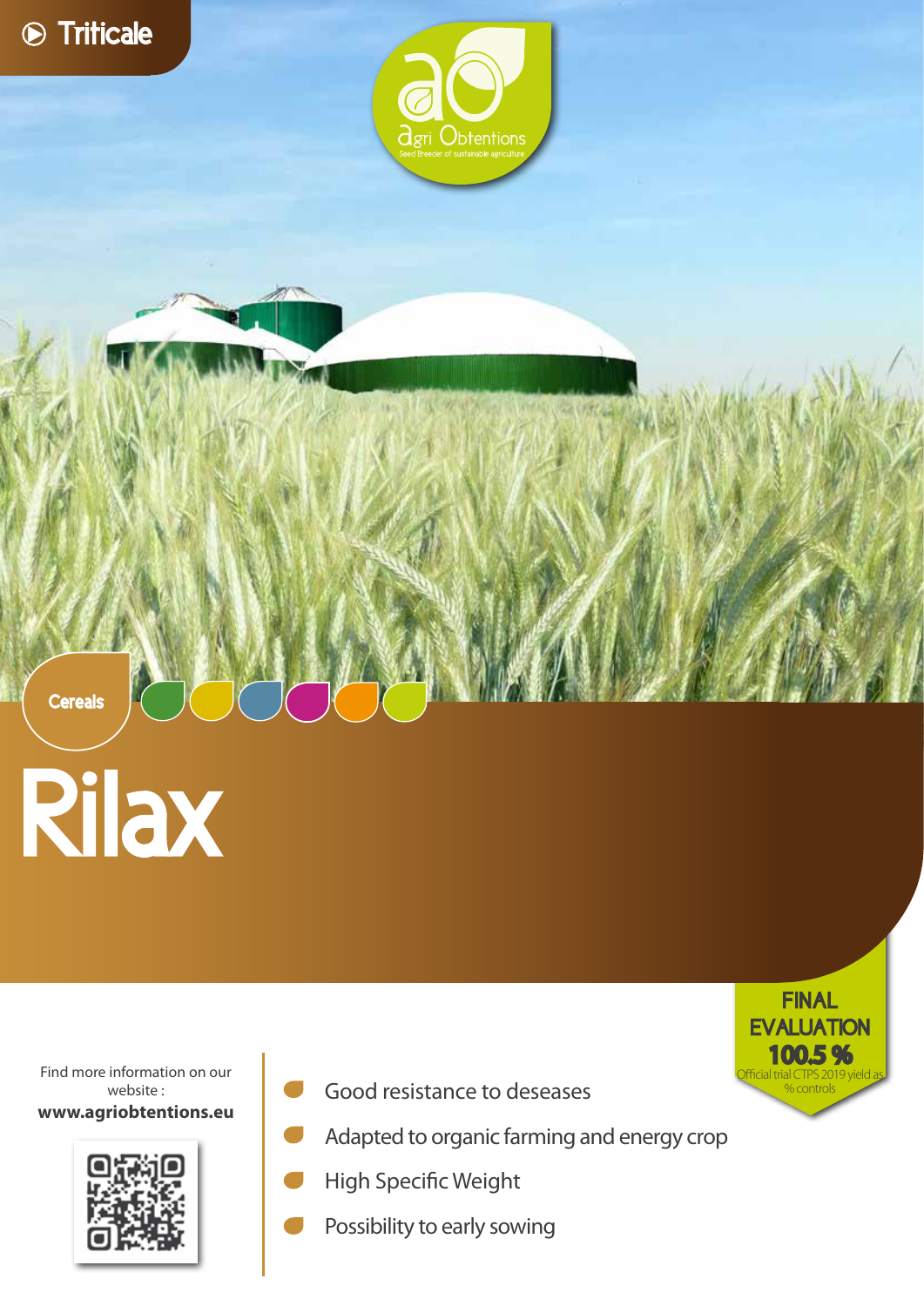Triticale

agri Obtentions
Seed Breeder of sustainable agriculture

Cereals

# Rilax

**FINAL EVALUATION**
**100.5 %**
Official trial CTPS 2019 yield as % controls

Find more information on our website :
**www.agriobtentions.eu**

- Good resistance to deseases
- Adapted to organic farming and energy crop
- High Specific Weight
- Possibility to early sowing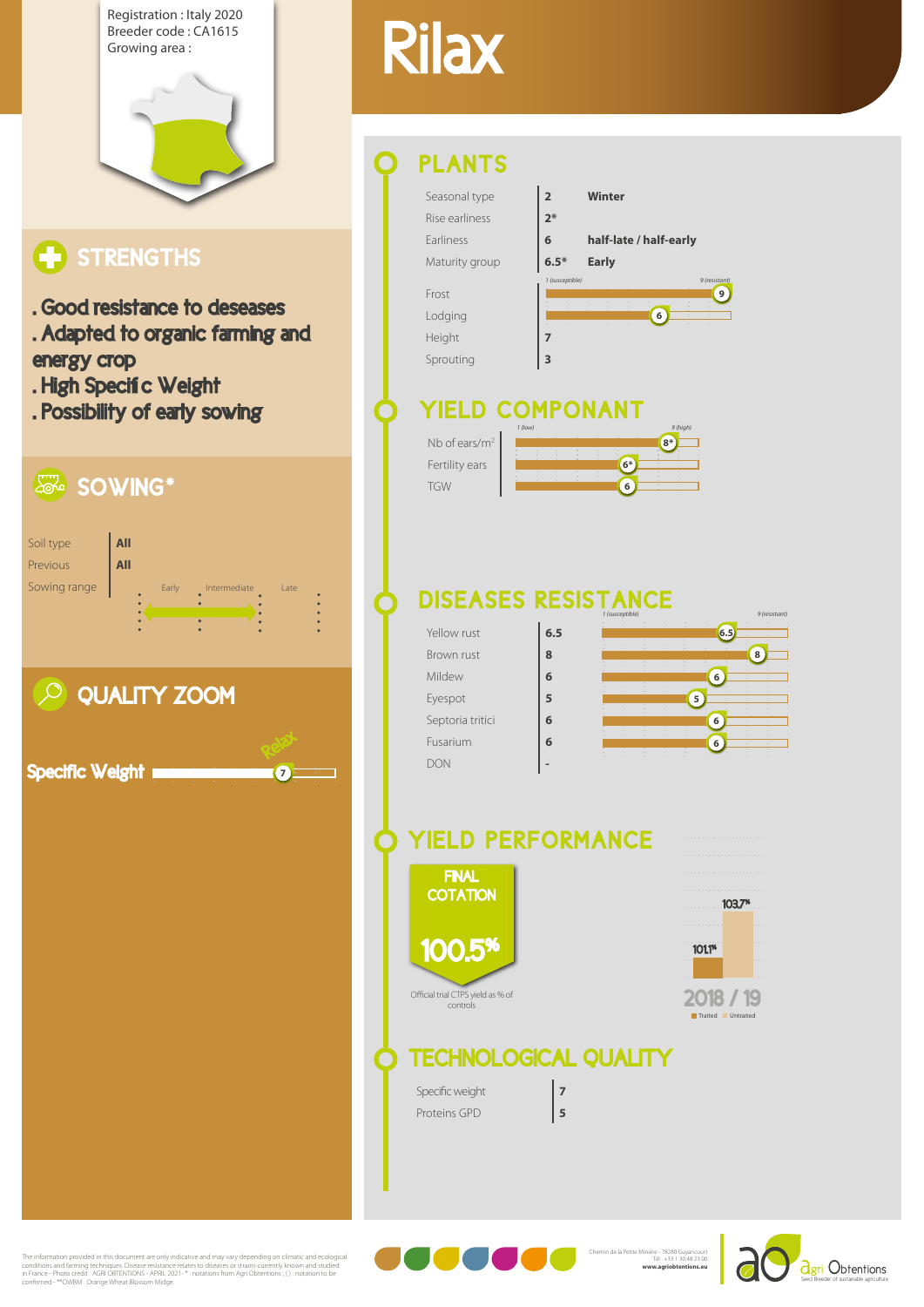Registration : Italy 2020
Breeder code : CA1615
Growing area :

# Rilax

## STRENGTHS

. Good resistance to deseases
. Adapted to organic farming and energy crop
. High Specific Weight
. Possibility of early sowing

## SOWING*

| | |
|---|---|
| Soil type | All |
| Previous | All |
| Sowing range | |

Early
Intermediate
Late

## QUALITY ZOOM

Specific Weight
Rilax
7

## PLANTS

| | | |
|---|---|---|
| Seasonal type | 2 | Winter |
| Rise earliness | 2* | |
| Earliness | 6 | half-late / half-early |
| Maturity group | 6.5* | Early |
| Frost | | |
| Lodging | | |
| Height | 7 | |
| Sprouting | 3 | |

1 (susceptible)
9 (resistant)
9
6

## YIELD COMPONANT

Nb of ears/m²
Fertility ears
TGW

1 (low)
9 (high)
8*
6*
6

## DISEASES RESISTANCE

| | |
|---|---|
| Yellow rust | 6.5 |
| Brown rust | 8 |
| Mildew | 6 |
| Eyespot | 5 |
| Septoria tritici | 6 |
| Fusarium | 6 |
| DON | - |

1 (susceptible)
9 (resistant)

## YIELD PERFORMANCE

FINAL COTATION
100.5%
Official trial CTPS yield as % of controls

101.1%
103.7%
2018 / 19
Traited
Untraited

## TECHNOLOGICAL QUALITY

| | |
|---|---|
| Specific weight | 7 |
| Proteins GPD | 5 |

The information provided in this document are only indicative and may vary depending on climatic and ecological conditions and farming techniques. Disease resistance relates to diseases or strains currently known and studied in France - Photo credit : AGRI OBTENTIONS - APRIL 2021 - * : notations from Agri Obtentions ; ( ) : notation to be confirmed - **OWBM : Orange Wheat Blossom Midge

Chemin de la Petite Minière - 78280 Guyancourt
Tél. : +33 1 30 48 23 00
www.agriobtentions.eu

Agri Obtentions
Seed Breeder of sustainable agriculture